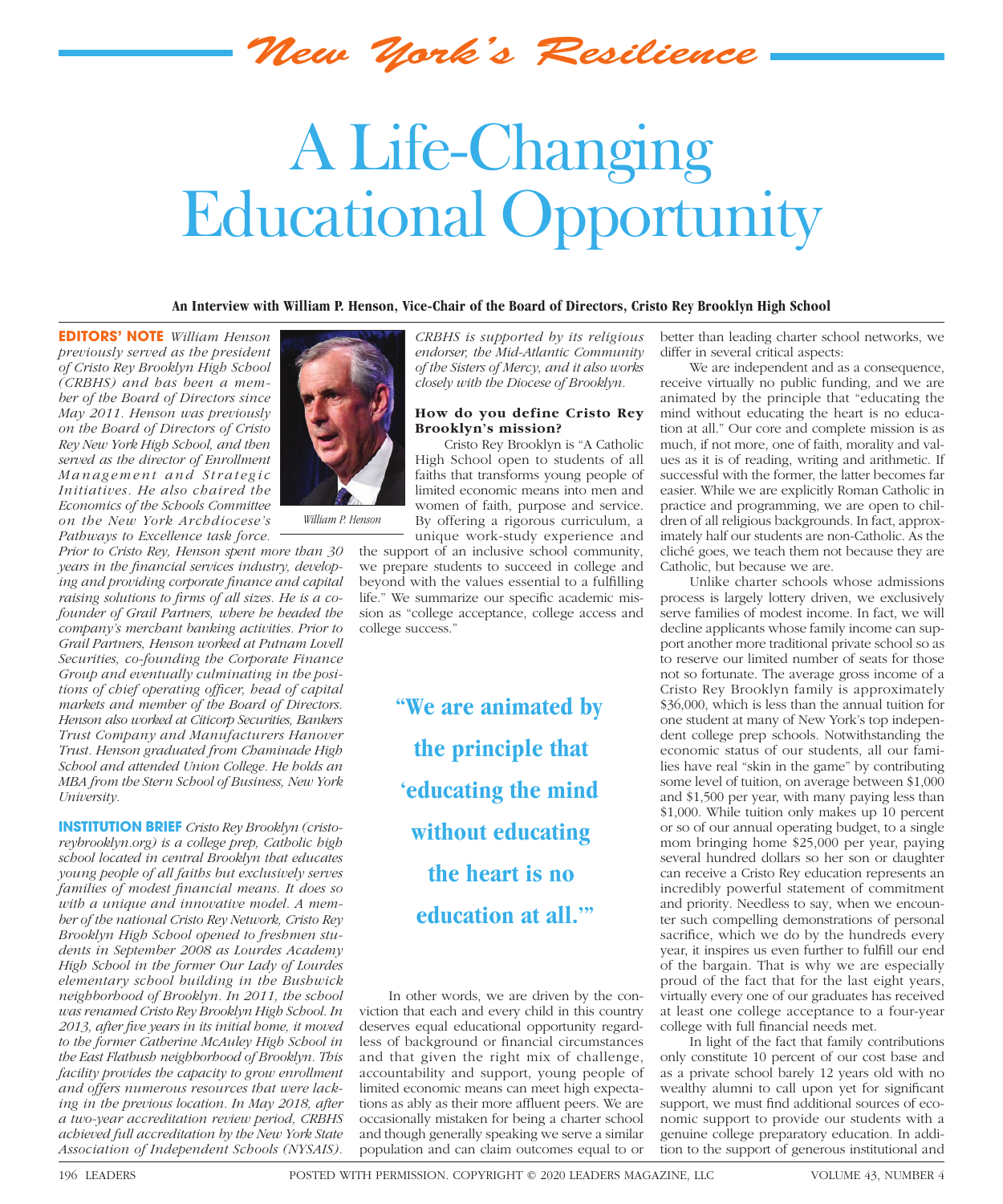*New York's Resilience*

# A Life-Changing Educational Opportunity

**An Interview with William P. Henson, Vice-Chair of the Board of Directors, Cristo Rey Brooklyn High School**

**EDITORS' NOTE** *William Henson previously served as the president of Cristo Rey Brooklyn High School (CRBHS) and has been a member of the Board of Directors since May 2011. Henson was previously on the Board of Directors of Cristo Rey New York High School, and then served as the director of Enrollment Management and Strategic Initiatives. He also chaired the Economics of the Schools Committee on the New York Archdiocese's Pathways to Excellence task force. Prior to Cristo Rey, Henson spent more than 30 years in the financial services industry, developing and providing corporate finance and capital raising solutions to firms of all sizes. He is a co-founder of Grail Partners, where he headed the company's merchant banking activities. Prior to Grail Partners, Henson worked at Putnam Lovell Securities, co-founding the Corporate Finance Group and eventually culminating in the positions of chief operating officer, head of capital markets and member of the Board of Directors. Henson also worked at Citicorp Securities, Bankers Trust Company and Manufacturers Hanover Trust. Henson graduated from Chaminade High School and attended Union College. He holds an MBA from the Stern School of Business, New York University.*

*William P. Henson*

**INSTITUTION BRIEF** *Cristo Rey Brooklyn (cristoreybrooklyn.org) is a college prep, Catholic high school located in central Brooklyn that educates young people of all faiths but exclusively serves families of modest financial means. It does so with a unique and innovative model. A member of the national Cristo Rey Network, Cristo Rey Brooklyn High School opened to freshmen students in September 2008 as Lourdes Academy High School in the former Our Lady of Lourdes elementary school building in the Bushwick neighborhood of Brooklyn. In 2011, the school was renamed Cristo Rey Brooklyn High School. In 2013, after five years in its initial home, it moved to the former Catherine McAuley High School in the East Flatbush neighborhood of Brooklyn. This facility provides the capacity to grow enrollment and offers numerous resources that were lacking in the previous location. In May 2018, after a two-year accreditation review period, CRBHS achieved full accreditation by the New York State Association of Independent Schools (NYSAIS). CRBHS is supported by its religious endorser, the Mid-Atlantic Community of the Sisters of Mercy, and it also works closely with the Diocese of Brooklyn.*

**How do you define Cristo Rey Brooklyn's mission?**

Cristo Rey Brooklyn is "A Catholic High School open to students of all faiths that transforms young people of limited economic means into men and women of faith, purpose and service. By offering a rigorous curriculum, a unique work-study experience and the support of an inclusive school community, we prepare students to succeed in college and beyond with the values essential to a fulfilling life." We summarize our specific academic mission as "college acceptance, college access and college success."

> **"We are animated by the principle that 'educating the mind without educating the heart is no education at all.'"**

In other words, we are driven by the conviction that each and every child in this country deserves equal educational opportunity regardless of background or financial circumstances and that given the right mix of challenge, accountability and support, young people of limited economic means can meet high expectations as ably as their more affluent peers. We are occasionally mistaken for being a charter school and though generally speaking we serve a similar population and can claim outcomes equal to or better than leading charter school networks, we differ in several critical aspects:

We are independent and as a consequence, receive virtually no public funding, and we are animated by the principle that "educating the mind without educating the heart is no education at all." Our core and complete mission is as much, if not more, one of faith, morality and values as it is of reading, writing and arithmetic. If successful with the former, the latter becomes far easier. While we are explicitly Roman Catholic in practice and programming, we are open to children of all religious backgrounds. In fact, approximately half our students are non-Catholic. As the cliché goes, we teach them not because they are Catholic, but because we are.

Unlike charter schools whose admissions process is largely lottery driven, we exclusively serve families of modest income. In fact, we will decline applicants whose family income can support another more traditional private school so as to reserve our limited number of seats for those not so fortunate. The average gross income of a Cristo Rey Brooklyn family is approximately $36,000, which is less than the annual tuition for one student at many of New York's top independent college prep schools. Notwithstanding the economic status of our students, all our families have real "skin in the game" by contributing some level of tuition, on average between $1,000 and $1,500 per year, with many paying less than $1,000. While tuition only makes up 10 percent or so of our annual operating budget, to a single mom bringing home $25,000 per year, paying several hundred dollars so her son or daughter can receive a Cristo Rey education represents an incredibly powerful statement of commitment and priority. Needless to say, when we encounter such compelling demonstrations of personal sacrifice, which we do by the hundreds every year, it inspires us even further to fulfill our end of the bargain. That is why we are especially proud of the fact that for the last eight years, virtually every one of our graduates has received at least one college acceptance to a four-year college with full financial needs met.

In light of the fact that family contributions only constitute 10 percent of our cost base and as a private school barely 12 years old with no wealthy alumni to call upon yet for significant support, we must find additional sources of economic support to provide our students with a genuine college preparatory education. In addition to the support of generous institutional and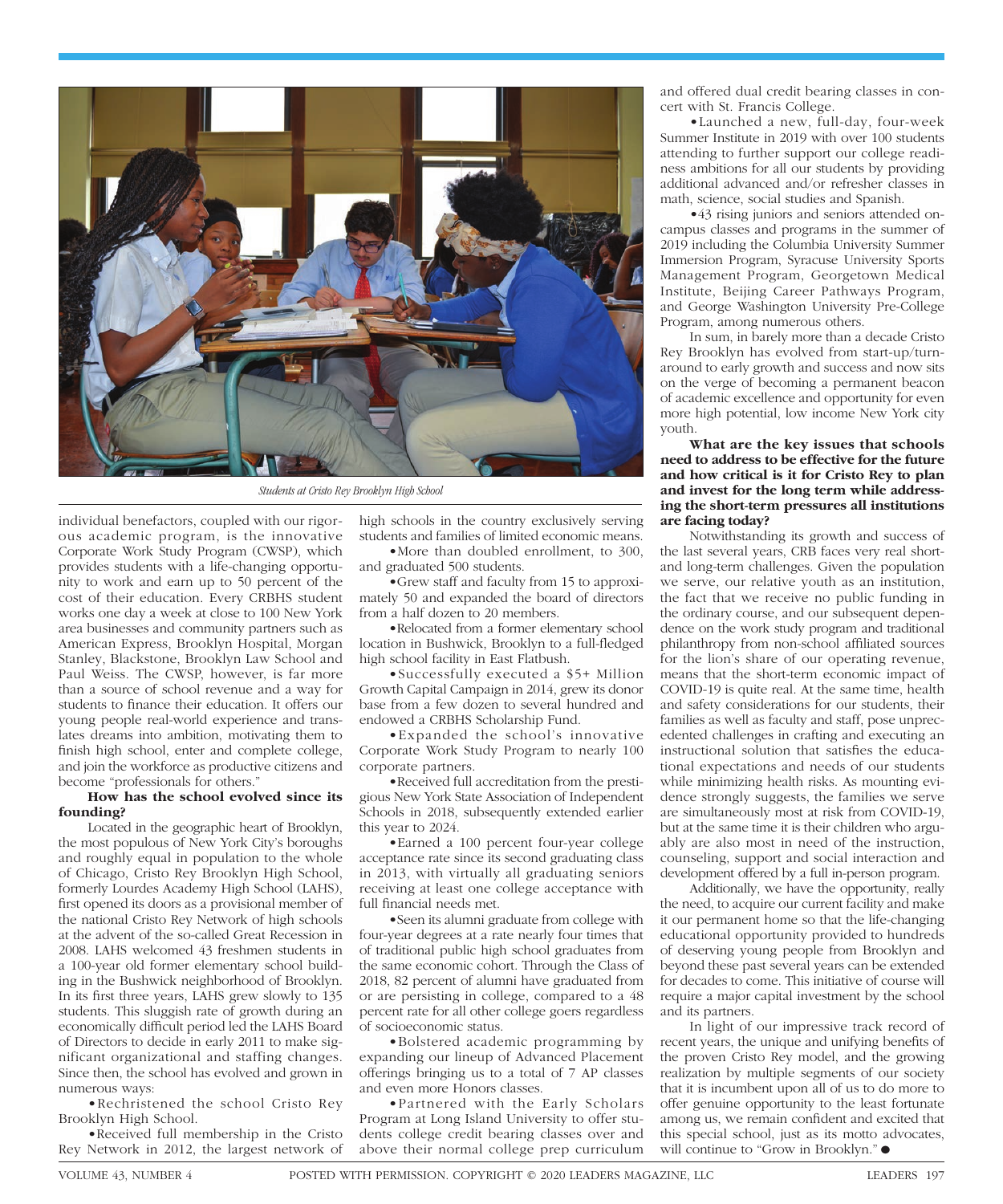*Students at Cristo Rey Brooklyn High School*

individual benefactors, coupled with our rigorous academic program, is the innovative Corporate Work Study Program (CWSP), which provides students with a life-changing opportunity to work and earn up to 50 percent of the cost of their education. Every CRBHS student works one day a week at close to 100 New York area businesses and community partners such as American Express, Brooklyn Hospital, Morgan Stanley, Blackstone, Brooklyn Law School and Paul Weiss. The CWSP, however, is far more than a source of school revenue and a way for students to finance their education. It offers our young people real-world experience and translates dreams into ambition, motivating them to finish high school, enter and complete college, and join the workforce as productive citizens and become "professionals for others."

**How has the school evolved since its founding?**

Located in the geographic heart of Brooklyn, the most populous of New York City's boroughs and roughly equal in population to the whole of Chicago, Cristo Rey Brooklyn High School, formerly Lourdes Academy High School (LAHS), first opened its doors as a provisional member of the national Cristo Rey Network of high schools at the advent of the so-called Great Recession in 2008. LAHS welcomed 43 freshmen students in a 100-year old former elementary school building in the Bushwick neighborhood of Brooklyn. In its first three years, LAHS grew slowly to 135 students. This sluggish rate of growth during an economically difficult period led the LAHS Board of Directors to decide in early 2011 to make significant organizational and staffing changes. Since then, the school has evolved and grown in numerous ways:

- Rechristened the school Cristo Rey Brooklyn High School.
- Received full membership in the Cristo Rey Network in 2012, the largest network of high schools in the country exclusively serving students and families of limited economic means.
- More than doubled enrollment, to 300, and graduated 500 students.
- Grew staff and faculty from 15 to approximately 50 and expanded the board of directors from a half dozen to 20 members.
- Relocated from a former elementary school location in Bushwick, Brooklyn to a full-fledged high school facility in East Flatbush.
- Successfully executed a $5+ Million Growth Capital Campaign in 2014, grew its donor base from a few dozen to several hundred and endowed a CRBHS Scholarship Fund.
- Expanded the school's innovative Corporate Work Study Program to nearly 100 corporate partners.
- Received full accreditation from the prestigious New York State Association of Independent Schools in 2018, subsequently extended earlier this year to 2024.
- Earned a 100 percent four-year college acceptance rate since its second graduating class in 2013, with virtually all graduating seniors receiving at least one college acceptance with full financial needs met.
- Seen its alumni graduate from college with four-year degrees at a rate nearly four times that of traditional public high school graduates from the same economic cohort. Through the Class of 2018, 82 percent of alumni have graduated from or are persisting in college, compared to a 48 percent rate for all other college goers regardless of socioeconomic status.
- Bolstered academic programming by expanding our lineup of Advanced Placement offerings bringing us to a total of 7 AP classes and even more Honors classes.
- Partnered with the Early Scholars Program at Long Island University to offer students college credit bearing classes over and above their normal college prep curriculum and offered dual credit bearing classes in concert with St. Francis College.
- Launched a new, full-day, four-week Summer Institute in 2019 with over 100 students attending to further support our college readiness ambitions for all our students by providing additional advanced and/or refresher classes in math, science, social studies and Spanish.
- 43 rising juniors and seniors attended on-campus classes and programs in the summer of 2019 including the Columbia University Summer Immersion Program, Syracuse University Sports Management Program, Georgetown Medical Institute, Beijing Career Pathways Program, and George Washington University Pre-College Program, among numerous others.

In sum, in barely more than a decade Cristo Rey Brooklyn has evolved from start-up/turnaround to early growth and success and now sits on the verge of becoming a permanent beacon of academic excellence and opportunity for even more high potential, low income New York city youth.

**What are the key issues that schools need to address to be effective for the future and how critical is it for Cristo Rey to plan and invest for the long term while addressing the short-term pressures all institutions are facing today?**

Notwithstanding its growth and success of the last several years, CRB faces very real short- and long-term challenges. Given the population we serve, our relative youth as an institution, the fact that we receive no public funding in the ordinary course, and our subsequent dependence on the work study program and traditional philanthropy from non-school affiliated sources for the lion's share of our operating revenue, means that the short-term economic impact of COVID-19 is quite real. At the same time, health and safety considerations for our students, their families as well as faculty and staff, pose unprecedented challenges in crafting and executing an instructional solution that satisfies the educational expectations and needs of our students while minimizing health risks. As mounting evidence strongly suggests, the families we serve are simultaneously most at risk from COVID-19, but at the same time it is their children who arguably are also most in need of the instruction, counseling, support and social interaction and development offered by a full in-person program.

Additionally, we have the opportunity, really the need, to acquire our current facility and make it our permanent home so that the life-changing educational opportunity provided to hundreds of deserving young people from Brooklyn and beyond these past several years can be extended for decades to come. This initiative of course will require a major capital investment by the school and its partners.

In light of our impressive track record of recent years, the unique and unifying benefits of the proven Cristo Rey model, and the growing realization by multiple segments of our society that it is incumbent upon all of us to do more to offer genuine opportunity to the least fortunate among us, we remain confident and excited that this special school, just as its motto advocates, will continue to "Grow in Brooklyn." ●